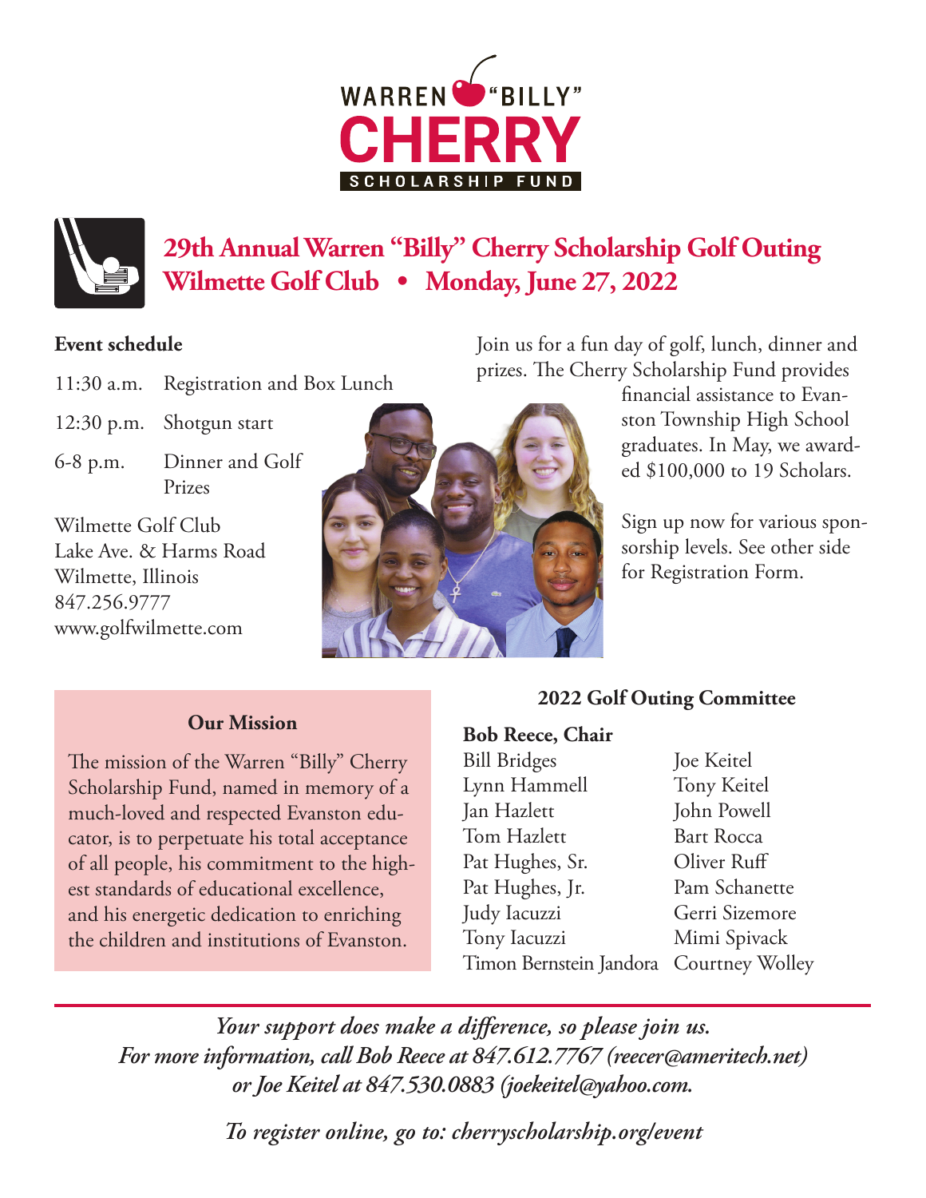# WARREN "BILLY" CHERRY SCHOLARSHIP FUND

## 29th Annual Warren "Billy" Cherry Scholarship Golf Outing
## Wilmette Golf Club • Monday, June 27, 2022

**Event schedule**

| | |
|---|---|
| 11:30 a.m. | Registration and Box Lunch |
| 12:30 p.m. | Shotgun start |
| 6-8 p.m. | Dinner and Golf Prizes |

Wilmette Golf Club
Lake Ave. & Harms Road
Wilmette, Illinois
847.256.9777
www.golfwilmette.com

Join us for a fun day of golf, lunch, dinner and prizes. The Cherry Scholarship Fund provides financial assistance to Evanston Township High School graduates. In May, we awarded $100,000 to 19 Scholars.

Sign up now for various sponsorship levels. See other side for Registration Form.

### Our Mission

The mission of the Warren "Billy" Cherry Scholarship Fund, named in memory of a much-loved and respected Evanston educator, is to perpetuate his total acceptance of all people, his commitment to the highest standards of educational excellence, and his energetic dedication to enriching the children and institutions of Evanston.

### 2022 Golf Outing Committee

**Bob Reece, Chair**

| | |
|---|---|
| Bill Bridges | Joe Keitel |
| Lynn Hammell | Tony Keitel |
| Jan Hazlett | John Powell |
| Tom Hazlett | Bart Rocca |
| Pat Hughes, Sr. | Oliver Ruff |
| Pat Hughes, Jr. | Pam Schanette |
| Judy Iacuzzi | Gerri Sizemore |
| Tony Iacuzzi | Mimi Spivack |
| Timon Bernstein Jandora | Courtney Wolley |

*Your support does make a difference, so please join us.*
*For more information, call Bob Reece at 847.612.7767 (reecer@ameritech.net) or Joe Keitel at 847.530.0883 (joekeitel@yahoo.com.*

*To register online, go to: cherryscholarship.org/event*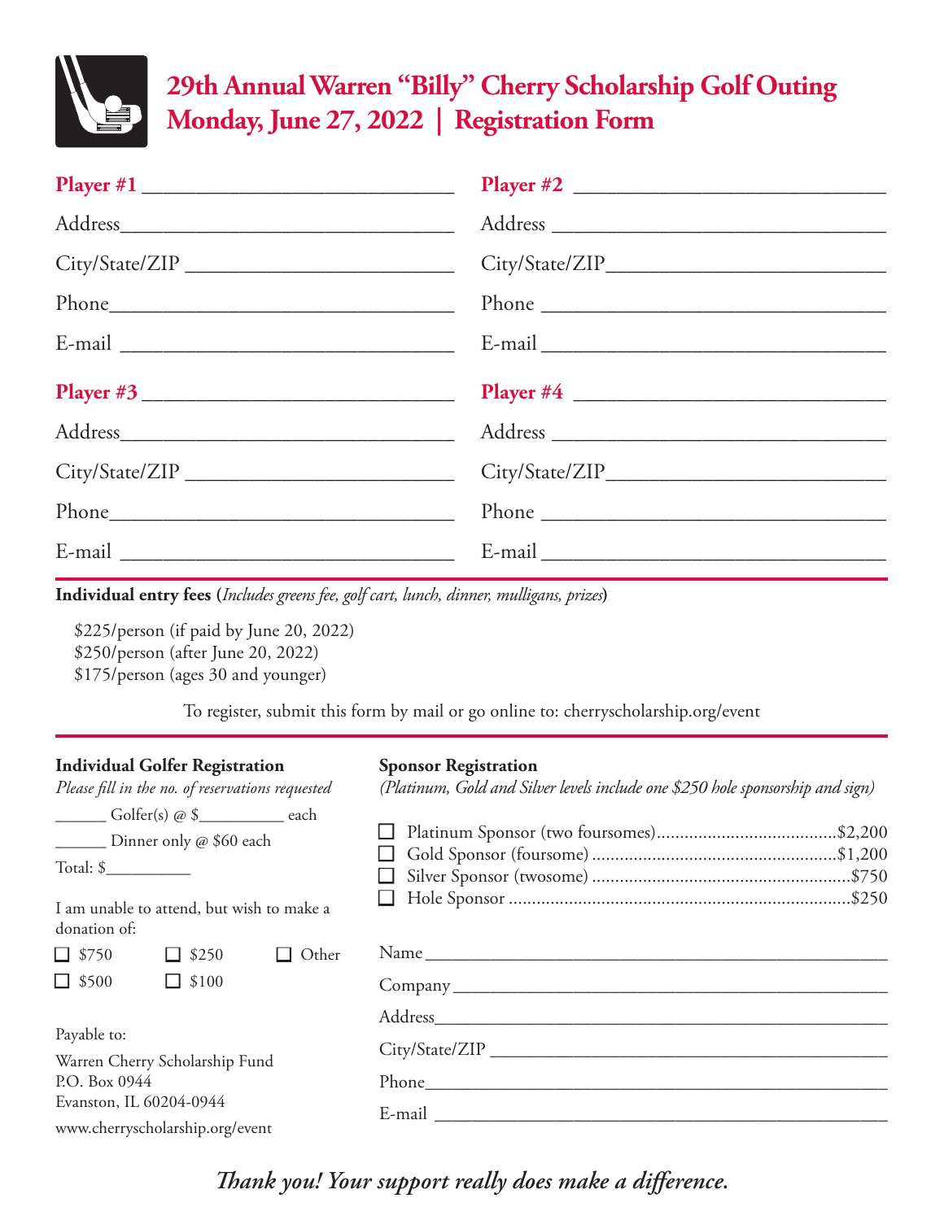# 29th Annual Warren "Billy" Cherry Scholarship Golf Outing
## Monday, June 27, 2022 | Registration Form

**Player #1** ______________________________

Address______________________________

City/State/ZIP ______________________________

Phone______________________________

E-mail ______________________________

**Player #2** ______________________________

Address ______________________________

City/State/ZIP______________________________

Phone ______________________________

E-mail ______________________________

**Player #3** ______________________________

Address______________________________

City/State/ZIP ______________________________

Phone______________________________

E-mail ______________________________

**Player #4** ______________________________

Address ______________________________

City/State/ZIP______________________________

Phone ______________________________

E-mail ______________________________

**Individual entry fees** (*Includes greens fee, golf cart, lunch, dinner, mulligans, prizes*)

$225/person (if paid by June 20, 2022)
$250/person (after June 20, 2022)
$175/person (ages 30 and younger)

To register, submit this form by mail or go online to: cherryscholarship.org/event

**Individual Golfer Registration**

*Please fill in the no. of reservations requested*

______ Golfer(s) @ $__________ each

______ Dinner only @ $60 each

Total: $__________

I am unable to attend, but wish to make a donation of:

- ☐ $750
- ☐ $250
- ☐ Other
- ☐ $500
- ☐ $100

Payable to:

Warren Cherry Scholarship Fund
P.O. Box 0944
Evanston, IL 60204-0944

www.cherryscholarship.org/event

**Sponsor Registration**

*(Platinum, Gold and Silver levels include one $250 hole sponsorship and sign)*

- ☐ Platinum Sponsor (two foursomes)........................................$2,200
- ☐ Gold Sponsor (foursome).....................................................$1,200
- ☐ Silver Sponsor (twosome).......................................................$750
- ☐ Hole Sponsor .........................................................................$250

Name______________________________

Company______________________________

Address______________________________

City/State/ZIP ______________________________

Phone______________________________

E-mail ______________________________

*Thank you! Your support really does make a difference.*